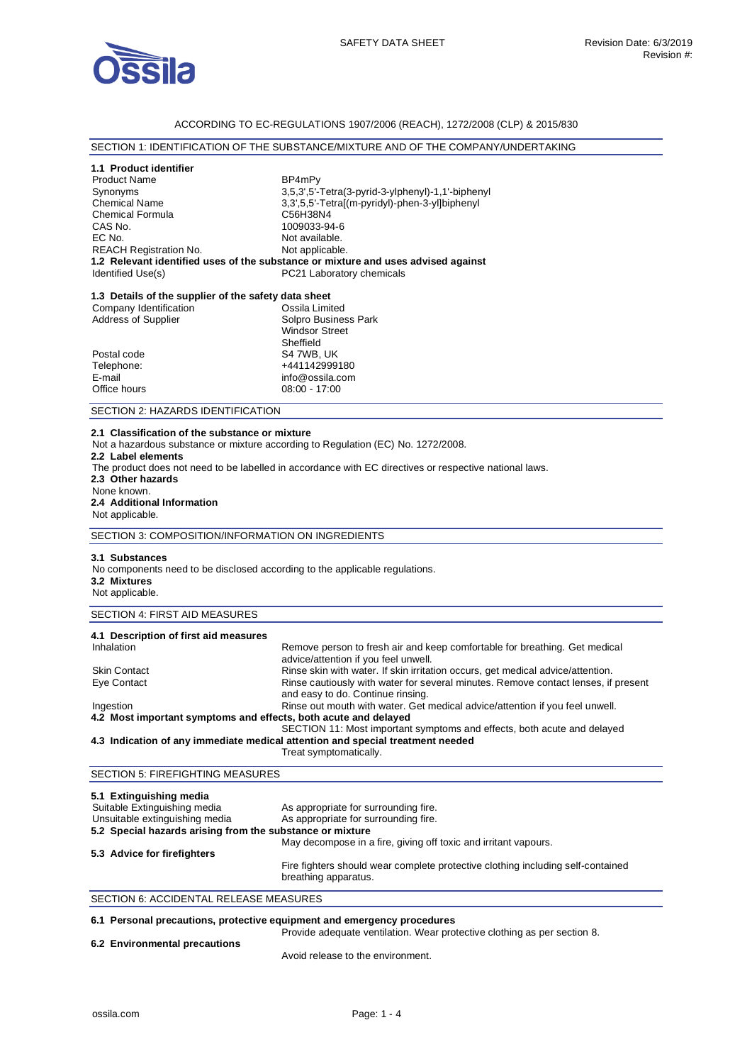ACCORDING TO EC-REGULATIONS 1907/2006 (REACH), 1272/2008 (CLP) & 2015/830

## SECTION 1: IDENTIFICATION OF THE SUBSTANCE/MIXTURE AND OF THE COMPANY/UNDERTAKING

### 1.1 Product identifier

| | |
|---|---|
| Product Name | BP4mPy |
| Synonyms | 3,5,3',5'-Tetra(3-pyrid-3-ylphenyl)-1,1'-biphenyl |
| Chemical Name | 3,3',5,5'-Tetra[(m-pyridyl)-phen-3-yl]biphenyl |
| Chemical Formula | $C_{56}H_{38}N_4$ |
| CAS No. | 1009033-94-6 |
| EC No. | Not available. |
| REACH Registration No. | Not applicable. |

### 1.2 Relevant identified uses of the substance or mixture and uses advised against

| | |
|---|---|
| Identified Use(s) | PC21 Laboratory chemicals |

### 1.3 Details of the supplier of the safety data sheet

| | |
|---|---|
| Company Identification | Ossila Limited |
| Address of Supplier | Solpro Business Park<br>Windsor Street<br>Sheffield |
| Postal code | S4 7WB, UK |
| Telephone: | +441142999180 |
| E-mail | info@ossila.com |
| Office hours | 08:00 - 17:00 |

## SECTION 2: HAZARDS IDENTIFICATION

### 2.1 Classification of the substance or mixture

Not a hazardous substance or mixture according to Regulation (EC) No. 1272/2008.

### 2.2 Label elements

The product does not need to be labelled in accordance with EC directives or respective national laws.

### 2.3 Other hazards

None known.

### 2.4 Additional Information

Not applicable.

## SECTION 3: COMPOSITION/INFORMATION ON INGREDIENTS

### 3.1 Substances

No components need to be disclosed according to the applicable regulations.

### 3.2 Mixtures

Not applicable.

## SECTION 4: FIRST AID MEASURES

### 4.1 Description of first aid measures

| | |
|---|---|
| Inhalation | Remove person to fresh air and keep comfortable for breathing. Get medical advice/attention if you feel unwell. |
| Skin Contact | Rinse skin with water. If skin irritation occurs, get medical advice/attention. |
| Eye Contact | Rinse cautiously with water for several minutes. Remove contact lenses, if present and easy to do. Continue rinsing. |
| Ingestion | Rinse out mouth with water. Get medical advice/attention if you feel unwell. |

### 4.2 Most important symptoms and effects, both acute and delayed

SECTION 11: Most important symptoms and effects, both acute and delayed

### 4.3 Indication of any immediate medical attention and special treatment needed

Treat symptomatically.

## SECTION 5: FIREFIGHTING MEASURES

### 5.1 Extinguishing media

| | |
|---|---|
| Suitable Extinguishing media | As appropriate for surrounding fire. |
| Unsuitable extinguishing media | As appropriate for surrounding fire. |

### 5.2 Special hazards arising from the substance or mixture

May decompose in a fire, giving off toxic and irritant vapours.

### 5.3 Advice for firefighters

Fire fighters should wear complete protective clothing including self-contained breathing apparatus.

## SECTION 6: ACCIDENTAL RELEASE MEASURES

### 6.1 Personal precautions, protective equipment and emergency procedures

Provide adequate ventilation. Wear protective clothing as per section 8.

### 6.2 Environmental precautions

Avoid release to the environment.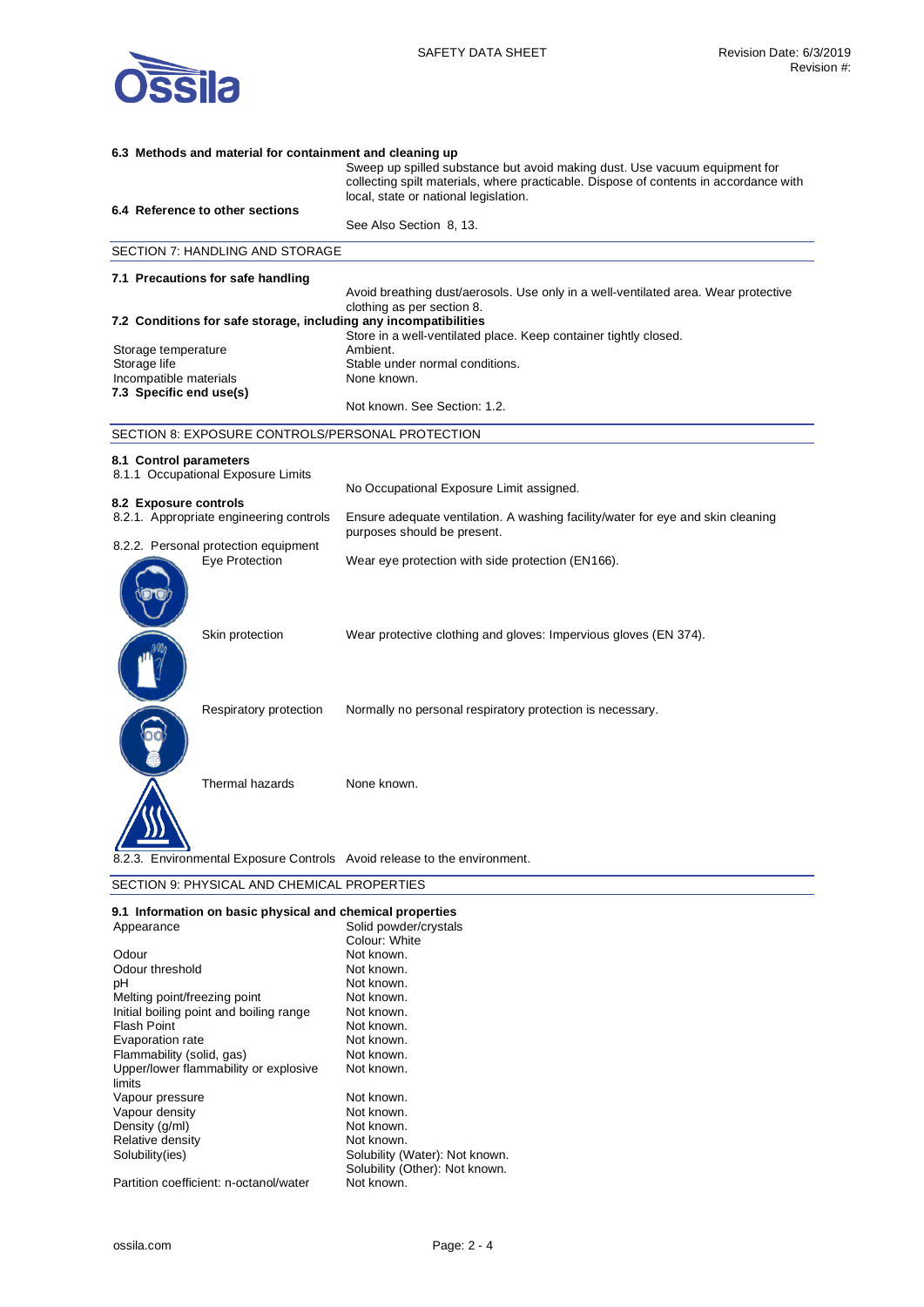**6.3 Methods and material for containment and cleaning up**

Sweep up spilled substance but avoid making dust. Use vacuum equipment for collecting spilt materials, where practicable. Dispose of contents in accordance with local, state or national legislation.

**6.4 Reference to other sections**

See Also Section 8, 13.

## SECTION 7: HANDLING AND STORAGE

**7.1 Precautions for safe handling**

Avoid breathing dust/aerosols. Use only in a well-ventilated area. Wear protective clothing as per section 8.

**7.2 Conditions for safe storage, including any incompatibilities**

Store in a well-ventilated place. Keep container tightly closed.

| | |
|---|---|
| Storage temperature | Ambient. |
| Storage life | Stable under normal conditions. |
| Incompatible materials | None known. |

**7.3 Specific end use(s)**

Not known. See Section: 1.2.

## SECTION 8: EXPOSURE CONTROLS/PERSONAL PROTECTION

**8.1 Control parameters**

8.1.1 Occupational Exposure Limits

No Occupational Exposure Limit assigned.

**8.2 Exposure controls**

8.2.1. Appropriate engineering controls: Ensure adequate ventilation. A washing facility/water for eye and skin cleaning purposes should be present.

8.2.2. Personal protection equipment

| | |
|---|---|
| Eye Protection | Wear eye protection with side protection (EN166). |
| Skin protection | Wear protective clothing and gloves: Impervious gloves (EN 374). |
| Respiratory protection | Normally no personal respiratory protection is necessary. |
| Thermal hazards | None known. |

8.2.3. Environmental Exposure Controls: Avoid release to the environment.

## SECTION 9: PHYSICAL AND CHEMICAL PROPERTIES

**9.1 Information on basic physical and chemical properties**

| | |
|---|---|
| Appearance | Solid powder/crystals<br>Colour: White |
| Odour | Not known. |
| Odour threshold | Not known. |
| pH | Not known. |
| Melting point/freezing point | Not known. |
| Initial boiling point and boiling range | Not known. |
| Flash Point | Not known. |
| Evaporation rate | Not known. |
| Flammability (solid, gas) | Not known. |
| Upper/lower flammability or explosive limits | Not known. |
| Vapour pressure | Not known. |
| Vapour density | Not known. |
| Density (g/ml) | Not known. |
| Relative density | Not known. |
| Solubility(ies) | Solubility (Water): Not known.<br>Solubility (Other): Not known. |
| Partition coefficient: n-octanol/water | Not known. |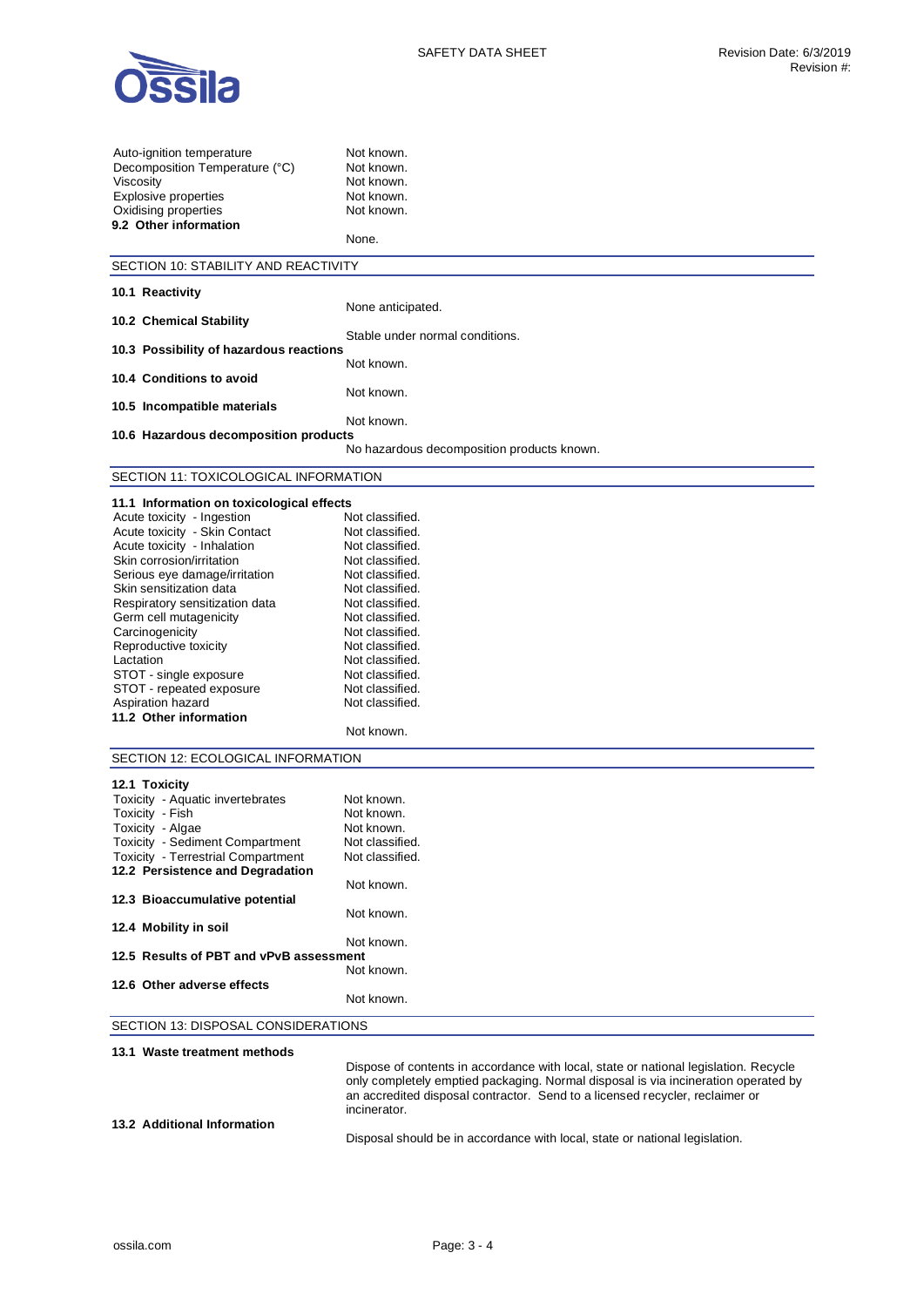| | |
|---|---|
| Auto-ignition temperature | Not known. |
| Decomposition Temperature (°C) | Not known. |
| Viscosity | Not known. |
| Explosive properties | Not known. |
| Oxidising properties | Not known. |

**9.2 Other information**

None.

## SECTION 10: STABILITY AND REACTIVITY

**10.1 Reactivity**

None anticipated.

**10.2 Chemical Stability**

Stable under normal conditions.

**10.3 Possibility of hazardous reactions**

Not known.

**10.4 Conditions to avoid**

Not known.

**10.5 Incompatible materials**

Not known.

**10.6 Hazardous decomposition products**

No hazardous decomposition products known.

## SECTION 11: TOXICOLOGICAL INFORMATION

**11.1 Information on toxicological effects**

| | |
|---|---|
| Acute toxicity - Ingestion | Not classified. |
| Acute toxicity - Skin Contact | Not classified. |
| Acute toxicity - Inhalation | Not classified. |
| Skin corrosion/irritation | Not classified. |
| Serious eye damage/irritation | Not classified. |
| Skin sensitization data | Not classified. |
| Respiratory sensitization data | Not classified. |
| Germ cell mutagenicity | Not classified. |
| Carcinogenicity | Not classified. |
| Reproductive toxicity | Not classified. |
| Lactation | Not classified. |
| STOT - single exposure | Not classified. |
| STOT - repeated exposure | Not classified. |
| Aspiration hazard | Not classified. |

**11.2 Other information**

Not known.

## SECTION 12: ECOLOGICAL INFORMATION

**12.1 Toxicity**

| | |
|---|---|
| Toxicity - Aquatic invertebrates | Not known. |
| Toxicity - Fish | Not known. |
| Toxicity - Algae | Not known. |
| Toxicity - Sediment Compartment | Not classified. |
| Toxicity - Terrestrial Compartment | Not classified. |

**12.2 Persistence and Degradation**

Not known.

**12.3 Bioaccumulative potential**

Not known.

**12.4 Mobility in soil**

Not known.

**12.5 Results of PBT and vPvB assessment**

Not known.

**12.6 Other adverse effects**

Not known.

## SECTION 13: DISPOSAL CONSIDERATIONS

**13.1 Waste treatment methods**

Dispose of contents in accordance with local, state or national legislation. Recycle only completely emptied packaging. Normal disposal is via incineration operated by an accredited disposal contractor. Send to a licensed recycler, reclaimer or incinerator.

**13.2 Additional Information**

Disposal should be in accordance with local, state or national legislation.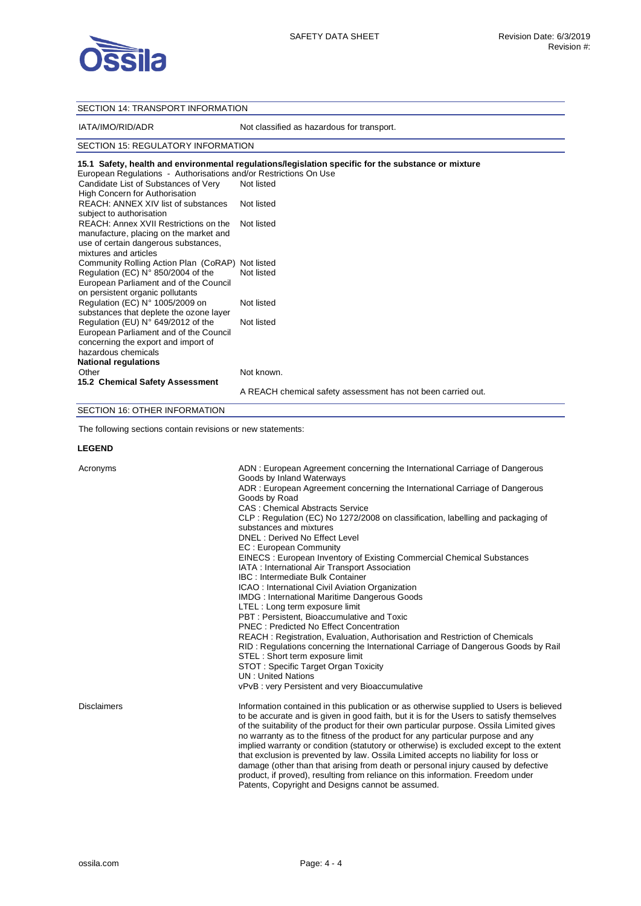## SECTION 14: TRANSPORT INFORMATION

| | |
|---|---|
| IATA/IMO/RID/ADR | Not classified as hazardous for transport. |

## SECTION 15: REGULATORY INFORMATION

**15.1 Safety, health and environmental regulations/legislation specific for the substance or mixture**

European Regulations - Authorisations and/or Restrictions On Use

| | |
|---|---|
| Candidate List of Substances of Very High Concern for Authorisation | Not listed |
| REACH: ANNEX XIV list of substances subject to authorisation | Not listed |
| REACH: Annex XVII Restrictions on the manufacture, placing on the market and use of certain dangerous substances, mixtures and articles | Not listed |
| Community Rolling Action Plan (CoRAP) | Not listed |
| Regulation (EC) N° 850/2004 of the European Parliament and of the Council on persistent organic pollutants | Not listed |
| Regulation (EC) N° 1005/2009 on substances that deplete the ozone layer | Not listed |
| Regulation (EU) N° 649/2012 of the European Parliament and of the Council concerning the export and import of hazardous chemicals | Not listed |

**National regulations**

| | |
|---|---|
| Other | Not known. |

**15.2 Chemical Safety Assessment**

A REACH chemical safety assessment has not been carried out.

## SECTION 16: OTHER INFORMATION

The following sections contain revisions or new statements:

**LEGEND**

Acronyms

ADN : European Agreement concerning the International Carriage of Dangerous Goods by Inland Waterways
ADR : European Agreement concerning the International Carriage of Dangerous Goods by Road
CAS : Chemical Abstracts Service
CLP : Regulation (EC) No 1272/2008 on classification, labelling and packaging of substances and mixtures
DNEL : Derived No Effect Level
EC : European Community
EINECS : European Inventory of Existing Commercial Chemical Substances
IATA : International Air Transport Association
IBC : Intermediate Bulk Container
ICAO : International Civil Aviation Organization
IMDG : International Maritime Dangerous Goods
LTEL : Long term exposure limit
PBT : Persistent, Bioaccumulative and Toxic
PNEC : Predicted No Effect Concentration
REACH : Registration, Evaluation, Authorisation and Restriction of Chemicals
RID : Regulations concerning the International Carriage of Dangerous Goods by Rail
STEL : Short term exposure limit
STOT : Specific Target Organ Toxicity
UN : United Nations
vPvB : very Persistent and very Bioaccumulative

Disclaimers

Information contained in this publication or as otherwise supplied to Users is believed to be accurate and is given in good faith, but it is for the Users to satisfy themselves of the suitability of the product for their own particular purpose. Ossila Limited gives no warranty as to the fitness of the product for any particular purpose and any implied warranty or condition (statutory or otherwise) is excluded except to the extent that exclusion is prevented by law. Ossila Limited accepts no liability for loss or damage (other than that arising from death or personal injury caused by defective product, if proved), resulting from reliance on this information. Freedom under Patents, Copyright and Designs cannot be assumed.